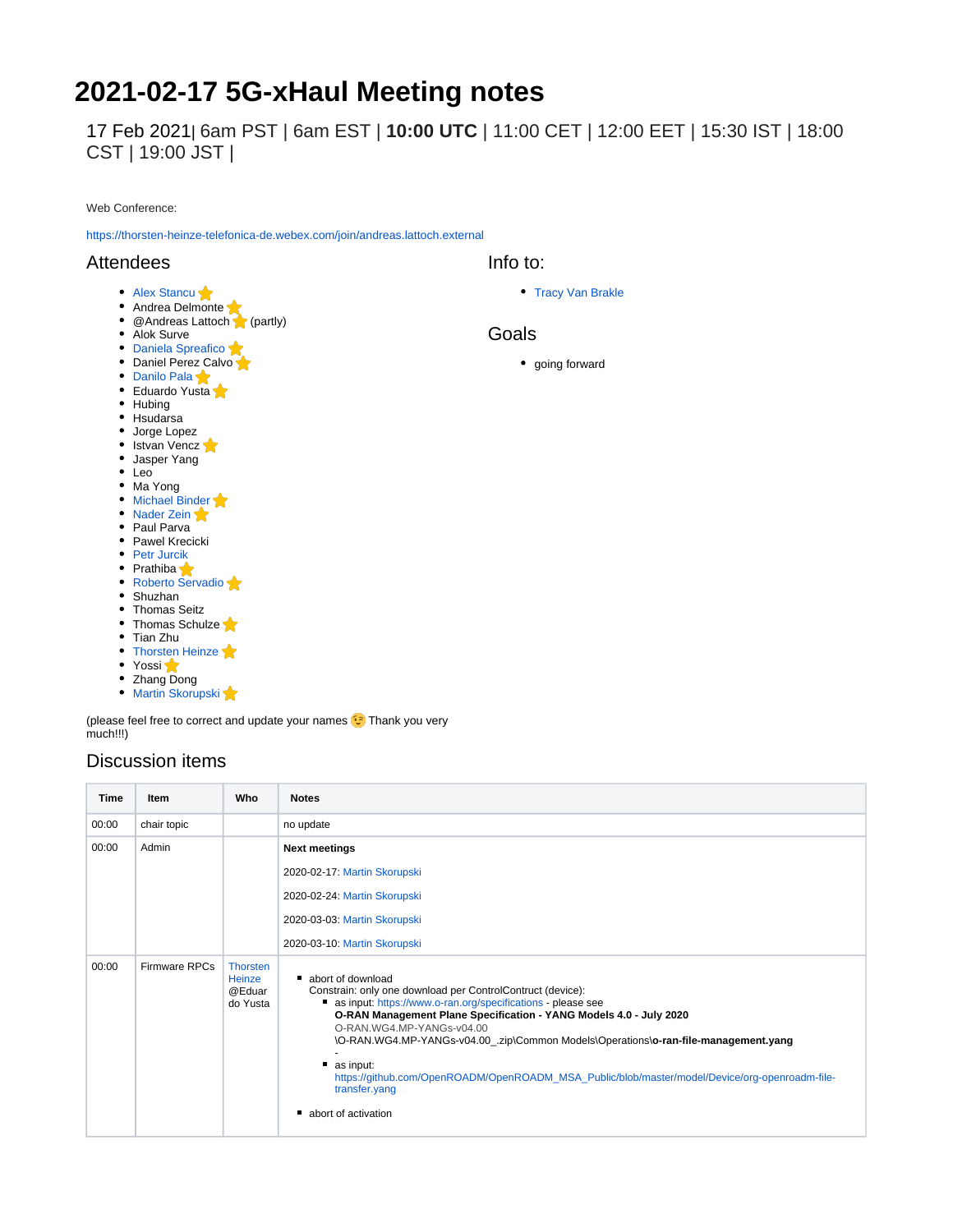# 2021-02-17 5G-xHaul Meeting notes

17 Feb 2021| 6am PST | 6am EST | **10:00 UTC** | 11:00 CET | 12:00 EET | 15:30 IST | 18:00 CST | 19:00 JST |

Web Conference:

https://thorsten-heinze-telefonica-de.webex.com/join/andreas.lattoch.external

## Attendees

- Alex Stancu ⭐
- Andrea Delmonte ⭐
- @Andreas Lattoch ⭐ (partly)
- Alok Surve
- Daniela Spreafico ⭐
- Daniel Perez Calvo ⭐
- Danilo Pala ⭐
- Eduardo Yusta ⭐
- Hubing
- Hsudarsa
- Jorge Lopez
- Istvan Vencz ⭐
- Jasper Yang
- Leo
- Ma Yong
- Michael Binder ⭐
- Nader Zein ⭐
- Paul Parva
- Pawel Krecicki
- Petr Jurcik
- Prathiba ⭐
- Roberto Servadio ⭐
- Shuzhan
- Thomas Seitz
- Thomas Schulze ⭐
- Tian Zhu
- Thorsten Heinze ⭐
- Yossi ⭐
- Zhang Dong
- Martin Skorupski ⭐

(please feel free to correct and update your names 😉 Thank you very much!!!)

## Info to:

- Tracy Van Brakle

## Goals

- going forward

## Discussion items

| Time | Item | Who | Notes |
|---|---|---|---|
| 00:00 | chair topic | | no update |
| 00:00 | Admin | | **Next meetings**<br><br>2020-02-17: Martin Skorupski<br><br>2020-02-24: Martin Skorupski<br><br>2020-03-03: Martin Skorupski<br><br>2020-03-10: Martin Skorupski |
| 00:00 | Firmware RPCs | Thorsten Heinze @Eduardo Yusta | ▪ abort of download<br>Constrain: only one download per ControlContruct (device):<br>&nbsp;&nbsp;▪ as input: https://www.o-ran.org/specifications - please see **O-RAN Management Plane Specification - YANG Models 4.0 - July 2020** O-RAN.WG4.MP-YANGs-v04.00 \O-RAN.WG4.MP-YANGs-v04.00_.zip\Common Models\Operations\\**o-ran-file-management.yang**<br>-<br>&nbsp;&nbsp;▪ as input: https://github.com/OpenROADM/OpenROADM_MSA_Public/blob/master/model/Device/org-openroadm-file-transfer.yang<br><br>▪ abort of activation |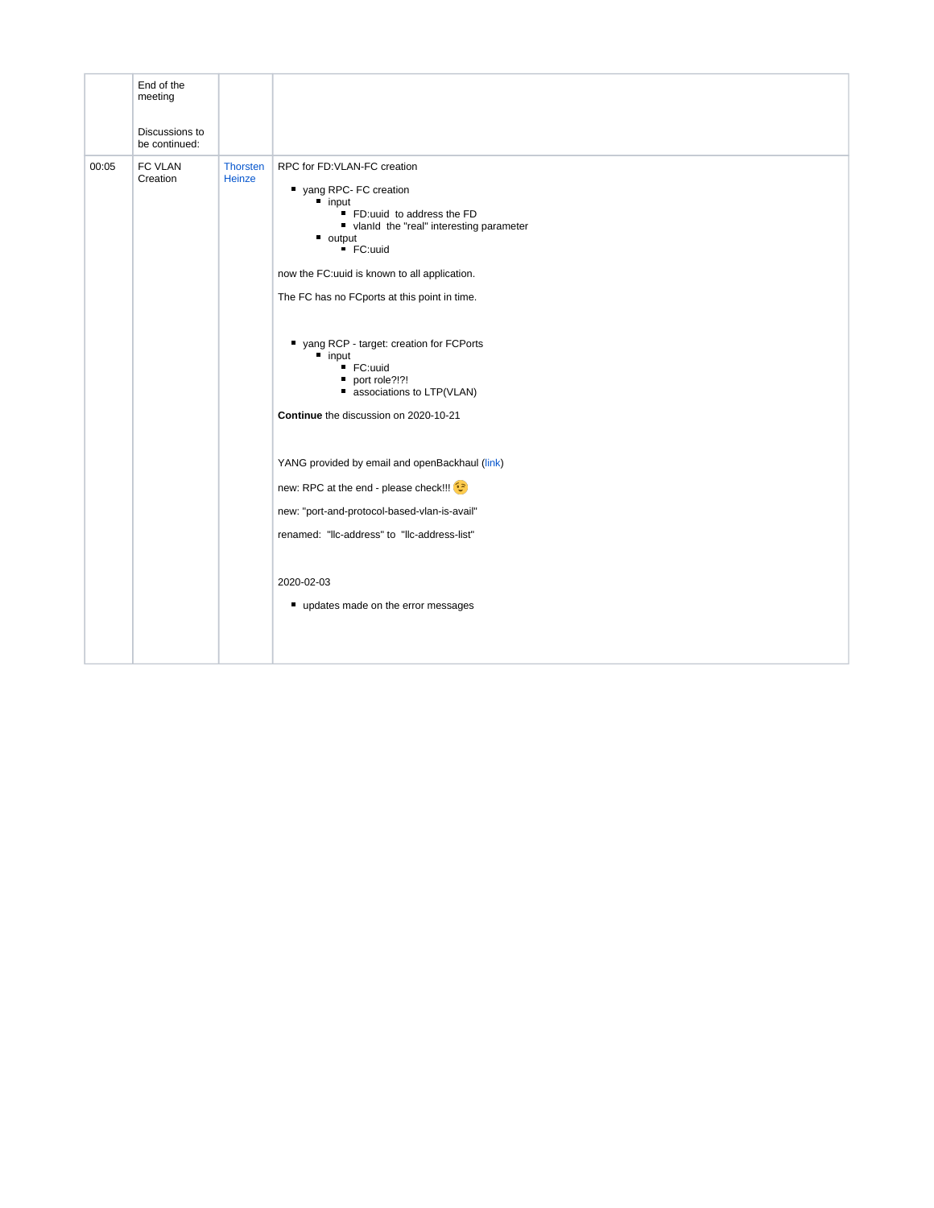|  | End of the meeting<br><br>Discussions to be continued: |  |  |
| --- | --- | --- | --- |
| 00:05 | FC VLAN Creation | Thorsten Heinze | RPC for FD:VLAN-FC creation<br><br>- yang RPC- FC creation<br>  - input<br>    - FD:uuid  to address the FD<br>    - vlanId  the "real" interesting parameter<br>  - output<br>    - FC:uuid<br><br>now the FC:uuid is known to all application.<br><br>The FC has no FCports at this point in time.<br><br>- yang RCP - target: creation for FCPorts<br>  - input<br>    - FC:uuid<br>    - port role?!?!<br>    - associations to LTP(VLAN)<br><br>**Continue** the discussion on 2020-10-21<br><br>YANG provided by email and openBackhaul (link)<br><br>new: RPC at the end - please check!!! 😉<br><br>new: "port-and-protocol-based-vlan-is-avail"<br><br>renamed:  "llc-address" to  "llc-address-list"<br><br>2020-02-03<br><br>- updates made on the error messages |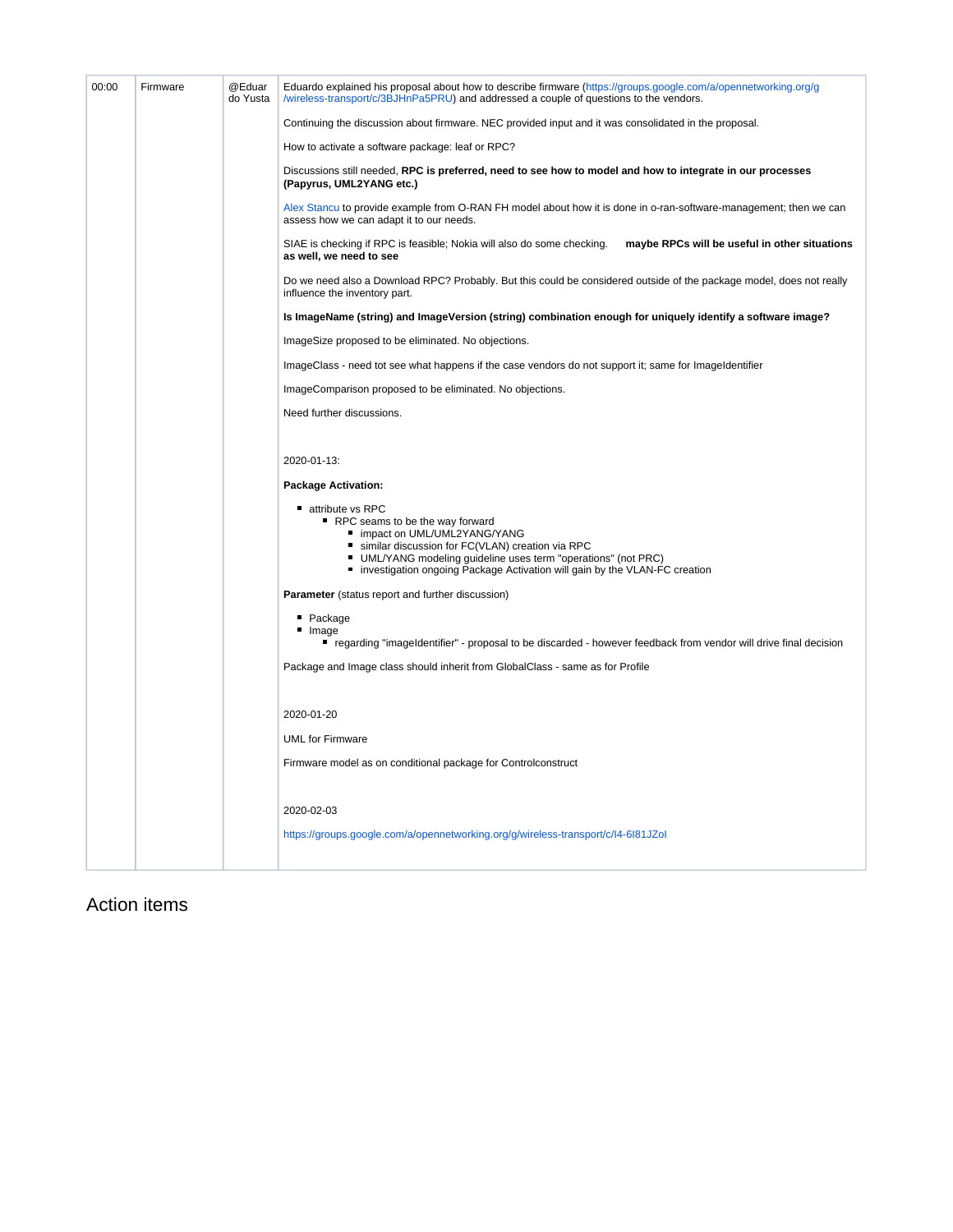| | | | |
|---|---|---|---|
| 00:00 | Firmware | @Eduardo Yusta | Eduardo explained his proposal about how to describe firmware (https://groups.google.com/a/opennetworking.org/g/wireless-transport/c/3BJHnPa5PRU) and addressed a couple of questions to the vendors.<br><br>Continuing the discussion about firmware. NEC provided input and it was consolidated in the proposal.<br><br>How to activate a software package: leaf or RPC?<br><br>Discussions still needed, **RPC is preferred, need to see how to model and how to integrate in our processes (Papyrus, UML2YANG etc.)**<br><br>Alex Stancu to provide example from O-RAN FH model about how it is done in o-ran-software-management; then we can assess how we can adapt it to our needs.<br><br>SIAE is checking if RPC is feasible; Nokia will also do some checking. **maybe RPCs will be useful in other situations as well, we need to see**<br><br>Do we need also a Download RPC? Probably. But this could be considered outside of the package model, does not really influence the inventory part.<br><br>**Is ImageName (string) and ImageVersion (string) combination enough for uniquely identify a software image?**<br><br>ImageSize proposed to be eliminated. No objections.<br><br>ImageClass - need tot see what happens if the case vendors do not support it; same for ImageIdentifier<br><br>ImageComparison proposed to be eliminated. No objections.<br><br>Need further discussions.<br><br>2020-01-13:<br><br>**Package Activation:**<br><br>- attribute vs RPC<br>&nbsp;&nbsp;- RPC seams to be the way forward<br>&nbsp;&nbsp;&nbsp;&nbsp;- impact on UML/UML2YANG/YANG<br>&nbsp;&nbsp;&nbsp;&nbsp;- similar discussion for FC(VLAN) creation via RPC<br>&nbsp;&nbsp;&nbsp;&nbsp;- UML/YANG modeling guideline uses term "operations" (not PRC)<br>&nbsp;&nbsp;&nbsp;&nbsp;- investigation ongoing Package Activation will gain by the VLAN-FC creation<br><br>**Parameter** (status report and further discussion)<br><br>- Package<br>- Image<br>&nbsp;&nbsp;- regarding "imageIdentifier" - proposal to be discarded - however feedback from vendor will drive final decision<br><br>Package and Image class should inherit from GlobalClass - same as for Profile<br><br>2020-01-20<br><br>UML for Firmware<br><br>Firmware model as on conditional package for Controlconstruct<br><br>2020-02-03<br><br>https://groups.google.com/a/opennetworking.org/g/wireless-transport/c/I4-6I81JZoI |

## Action items